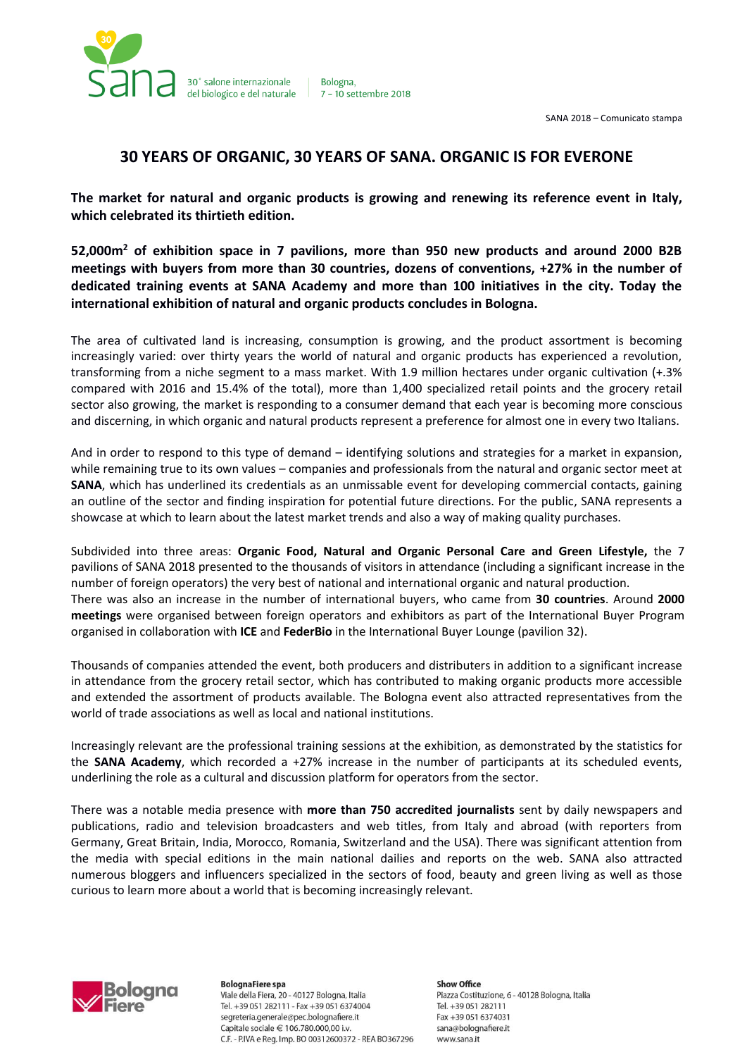sana 30° salone internazionale del biologico e del naturale | Bologna, 7 - 10 settembre 2018

SANA 2018 – Comunicato stampa

# 30 YEARS OF ORGANIC, 30 YEARS OF SANA. ORGANIC IS FOR EVERONE

**The market for natural and organic products is growing and renewing its reference event in Italy, which celebrated its thirtieth edition.**

**52,000m$^2$ of exhibition space in 7 pavilions, more than 950 new products and around 2000 B2B meetings with buyers from more than 30 countries, dozens of conventions, +27% in the number of dedicated training events at SANA Academy and more than 100 initiatives in the city. Today the international exhibition of natural and organic products concludes in Bologna.**

The area of cultivated land is increasing, consumption is growing, and the product assortment is becoming increasingly varied: over thirty years the world of natural and organic products has experienced a revolution, transforming from a niche segment to a mass market. With 1.9 million hectares under organic cultivation (+.3% compared with 2016 and 15.4% of the total), more than 1,400 specialized retail points and the grocery retail sector also growing, the market is responding to a consumer demand that each year is becoming more conscious and discerning, in which organic and natural products represent a preference for almost one in every two Italians.

And in order to respond to this type of demand – identifying solutions and strategies for a market in expansion, while remaining true to its own values – companies and professionals from the natural and organic sector meet at **SANA**, which has underlined its credentials as an unmissable event for developing commercial contacts, gaining an outline of the sector and finding inspiration for potential future directions. For the public, SANA represents a showcase at which to learn about the latest market trends and also a way of making quality purchases.

Subdivided into three areas: **Organic Food, Natural and Organic Personal Care and Green Lifestyle,** the 7 pavilions of SANA 2018 presented to the thousands of visitors in attendance (including a significant increase in the number of foreign operators) the very best of national and international organic and natural production.
There was also an increase in the number of international buyers, who came from **30 countries**. Around **2000 meetings** were organised between foreign operators and exhibitors as part of the International Buyer Program organised in collaboration with **ICE** and **FederBio** in the International Buyer Lounge (pavilion 32).

Thousands of companies attended the event, both producers and distributers in addition to a significant increase in attendance from the grocery retail sector, which has contributed to making organic products more accessible and extended the assortment of products available. The Bologna event also attracted representatives from the world of trade associations as well as local and national institutions.

Increasingly relevant are the professional training sessions at the exhibition, as demonstrated by the statistics for the **SANA Academy**, which recorded a +27% increase in the number of participants at its scheduled events, underlining the role as a cultural and discussion platform for operators from the sector.

There was a notable media presence with **more than 750 accredited journalists** sent by daily newspapers and publications, radio and television broadcasters and web titles, from Italy and abroad (with reporters from Germany, Great Britain, India, Morocco, Romania, Switzerland and the USA). There was significant attention from the media with special editions in the main national dailies and reports on the web. SANA also attracted numerous bloggers and influencers specialized in the sectors of food, beauty and green living as well as those curious to learn more about a world that is becoming increasingly relevant.

**BolognaFiere spa**
Viale della Fiera, 20 - 40127 Bologna, Italia
Tel. +39 051 282111 - Fax +39 051 6374004
segreteria.generale@pec.bolognafiere.it
Capitale sociale € 106.780.000,00 i.v.
C.F. - P.IVA e Reg. Imp. BO 00312600372 - REA BO367296

**Show Office**
Piazza Costituzione, 6 - 40128 Bologna, Italia
Tel. +39 051 282111
Fax +39 051 6374031
sana@bolognafiere.it
www.sana.it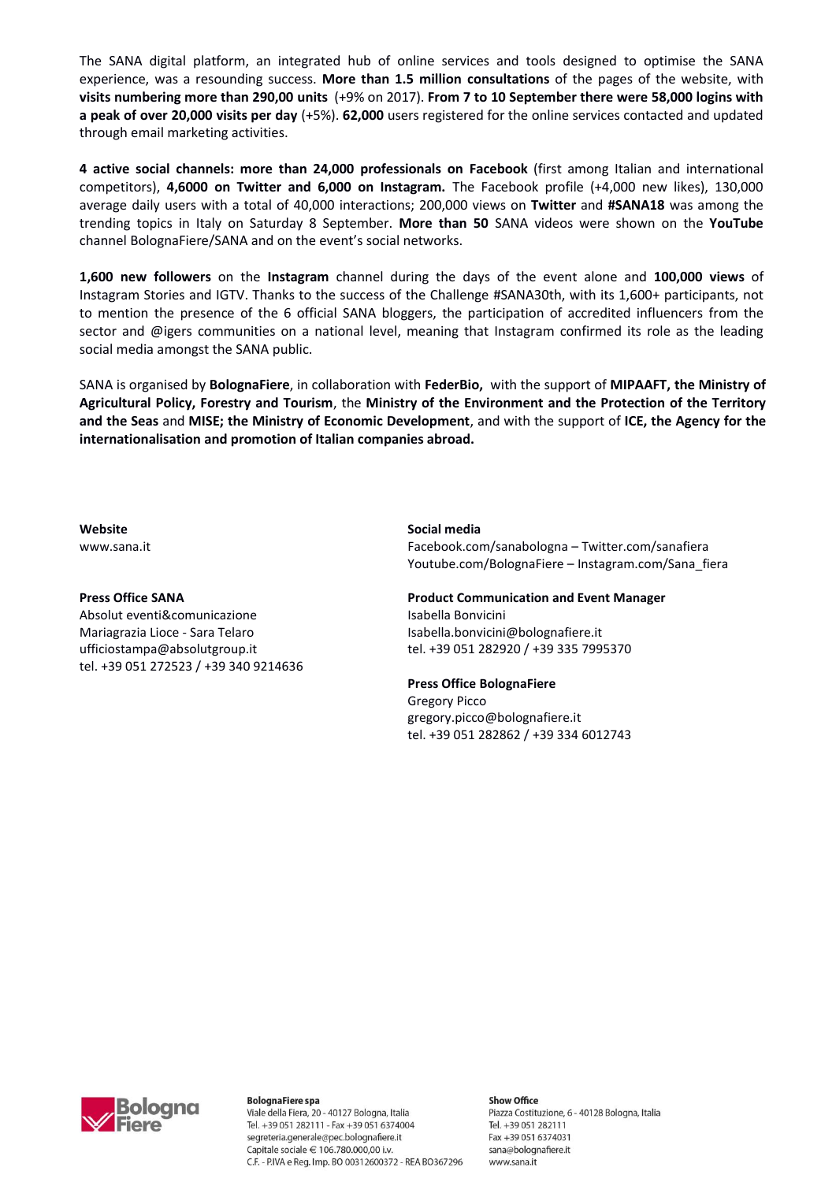The SANA digital platform, an integrated hub of online services and tools designed to optimise the SANA experience, was a resounding success. **More than 1.5 million consultations** of the pages of the website, with **visits numbering more than 290,00 units** (+9% on 2017). **From 7 to 10 September there were 58,000 logins with a peak of over 20,000 visits per day** (+5%). **62,000** users registered for the online services contacted and updated through email marketing activities.

**4 active social channels: more than 24,000 professionals on Facebook** (first among Italian and international competitors), **4,6000 on Twitter and 6,000 on Instagram.** The Facebook profile (+4,000 new likes), 130,000 average daily users with a total of 40,000 interactions; 200,000 views on **Twitter** and **#SANA18** was among the trending topics in Italy on Saturday 8 September. **More than 50** SANA videos were shown on the **YouTube** channel BolognaFiere/SANA and on the event's social networks.

**1,600 new followers** on the **Instagram** channel during the days of the event alone and **100,000 views** of Instagram Stories and IGTV. Thanks to the success of the Challenge #SANA30th, with its 1,600+ participants, not to mention the presence of the 6 official SANA bloggers, the participation of accredited influencers from the sector and @igers communities on a national level, meaning that Instagram confirmed its role as the leading social media amongst the SANA public.

SANA is organised by **BolognaFiere**, in collaboration with **FederBio,** with the support of **MIPAAFT, the Ministry of Agricultural Policy, Forestry and Tourism**, the **Ministry of the Environment and the Protection of the Territory and the Seas** and **MISE; the Ministry of Economic Development**, and with the support of **ICE, the Agency for the internationalisation and promotion of Italian companies abroad.**

**Website**
www.sana.it

**Press Office SANA**
Absolut eventi&comunicazione
Mariagrazia Lioce - Sara Telaro
ufficiostampa@absolutgroup.it
tel. +39 051 272523 / +39 340 9214636

**Social media**
Facebook.com/sanabologna – Twitter.com/sanafiera
Youtube.com/BolognaFiere – Instagram.com/Sana_fiera

**Product Communication and Event Manager**
Isabella Bonvicini
Isabella.bonvicini@bolognafiere.it
tel. +39 051 282920 / +39 335 7995370

**Press Office BolognaFiere**
Gregory Picco
gregory.picco@bolognafiere.it
tel. +39 051 282862 / +39 334 6012743

**BolognaFiere spa**
Viale della Fiera, 20 - 40127 Bologna, Italia
Tel. +39 051 282111 - Fax +39 051 6374004
segreteria.generale@pec.bolognafiere.it
Capitale sociale € 106.780.000,00 i.v.
C.F. - P.IVA e Reg. Imp. BO 00312600372 - REA BO367296

**Show Office**
Piazza Costituzione, 6 - 40128 Bologna, Italia
Tel. +39 051 282111
Fax +39 051 6374031
sana@bolognafiere.it
www.sana.it